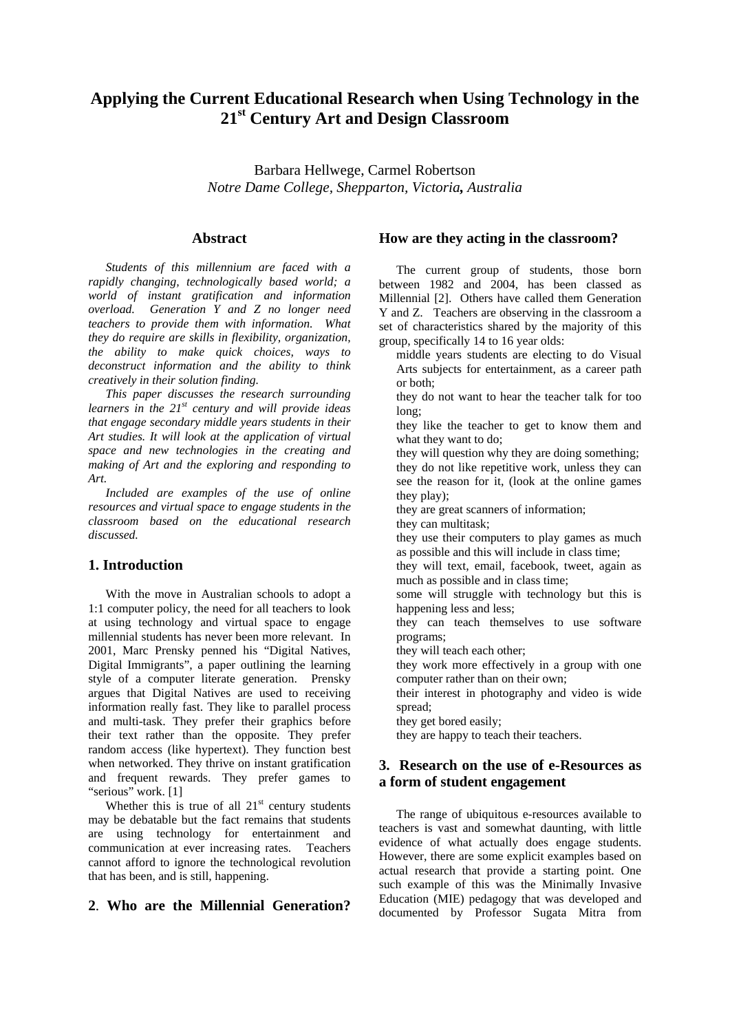# Applying the Current Educational Research when Using Technology in the 21st Century Art and Design Classroom

Barbara Hellwege, Carmel Robertson
*Notre Dame College, Shepparton, Victoria, Australia*

## Abstract

*Students of this millennium are faced with a rapidly changing, technologically based world; a world of instant gratification and information overload. Generation Y and Z no longer need teachers to provide them with information. What they do require are skills in flexibility, organization, the ability to make quick choices, ways to deconstruct information and the ability to think creatively in their solution finding.*

*This paper discusses the research surrounding learners in the 21st century and will provide ideas that engage secondary middle years students in their Art studies. It will look at the application of virtual space and new technologies in the creating and making of Art and the exploring and responding to Art.*

*Included are examples of the use of online resources and virtual space to engage students in the classroom based on the educational research discussed.*

## 1. Introduction

With the move in Australian schools to adopt a 1:1 computer policy, the need for all teachers to look at using technology and virtual space to engage millennial students has never been more relevant. In 2001, Marc Prensky penned his "Digital Natives, Digital Immigrants", a paper outlining the learning style of a computer literate generation. Prensky argues that Digital Natives are used to receiving information really fast. They like to parallel process and multi-task. They prefer their graphics before their text rather than the opposite. They prefer random access (like hypertext). They function best when networked. They thrive on instant gratification and frequent rewards. They prefer games to "serious" work. [1]

Whether this is true of all 21st century students may be debatable but the fact remains that students are using technology for entertainment and communication at ever increasing rates. Teachers cannot afford to ignore the technological revolution that has been, and is still, happening.

## 2. Who are the Millennial Generation? How are they acting in the classroom?

The current group of students, those born between 1982 and 2004, has been classed as Millennial [2]. Others have called them Generation Y and Z. Teachers are observing in the classroom a set of characteristics shared by the majority of this group, specifically 14 to 16 year olds:

- middle years students are electing to do Visual Arts subjects for entertainment, as a career path or both;
- they do not want to hear the teacher talk for too long;
- they like the teacher to get to know them and what they want to do;
- they will question why they are doing something;
- they do not like repetitive work, unless they can see the reason for it, (look at the online games they play);
- they are great scanners of information;
- they can multitask;
- they use their computers to play games as much as possible and this will include in class time;
- they will text, email, facebook, tweet, again as much as possible and in class time;
- some will struggle with technology but this is happening less and less;
- they can teach themselves to use software programs;
- they will teach each other;
- they work more effectively in a group with one computer rather than on their own;
- their interest in photography and video is wide spread;
- they get bored easily;
- they are happy to teach their teachers.

## 3. Research on the use of e-Resources as a form of student engagement

The range of ubiquitous e-resources available to teachers is vast and somewhat daunting, with little evidence of what actually does engage students. However, there are some explicit examples based on actual research that provide a starting point. One such example of this was the Minimally Invasive Education (MIE) pedagogy that was developed and documented by Professor Sugata Mitra from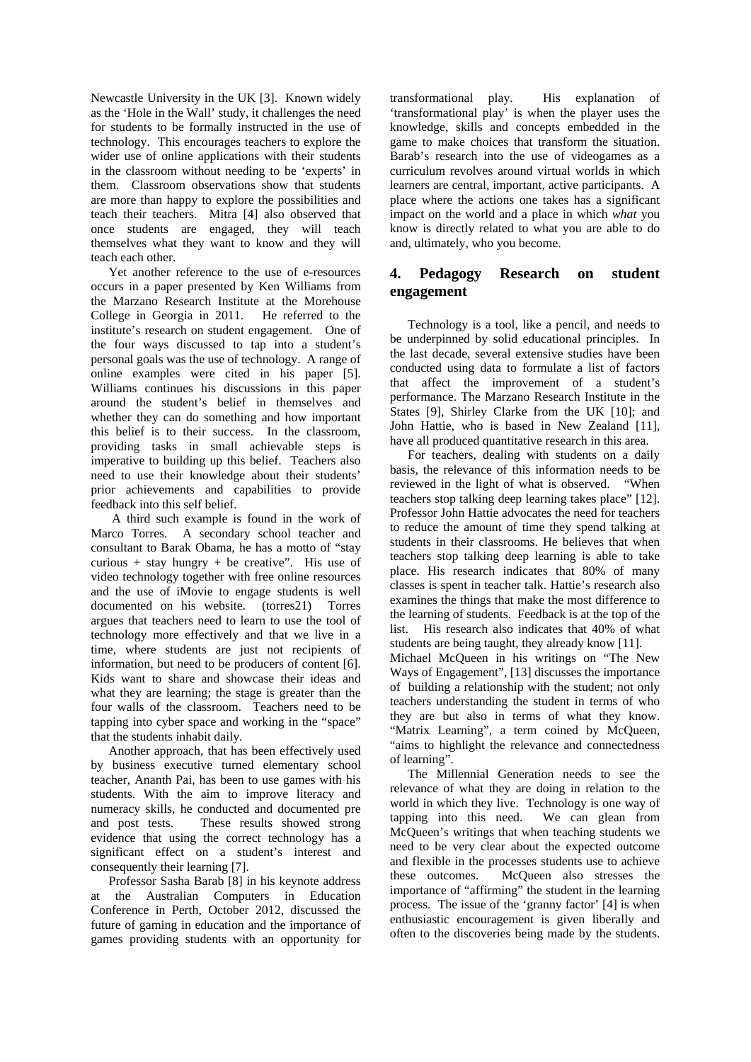Newcastle University in the UK [3]. Known widely as the 'Hole in the Wall' study, it challenges the need for students to be formally instructed in the use of technology. This encourages teachers to explore the wider use of online applications with their students in the classroom without needing to be 'experts' in them. Classroom observations show that students are more than happy to explore the possibilities and teach their teachers. Mitra [4] also observed that once students are engaged, they will teach themselves what they want to know and they will teach each other.

Yet another reference to the use of e-resources occurs in a paper presented by Ken Williams from the Marzano Research Institute at the Morehouse College in Georgia in 2011. He referred to the institute's research on student engagement. One of the four ways discussed to tap into a student's personal goals was the use of technology. A range of online examples were cited in his paper [5]. Williams continues his discussions in this paper around the student's belief in themselves and whether they can do something and how important this belief is to their success. In the classroom, providing tasks in small achievable steps is imperative to building up this belief. Teachers also need to use their knowledge about their students' prior achievements and capabilities to provide feedback into this self belief.

A third such example is found in the work of Marco Torres. A secondary school teacher and consultant to Barak Obama, he has a motto of "stay curious + stay hungry + be creative". His use of video technology together with free online resources and the use of iMovie to engage students is well documented on his website. (torres21) Torres argues that teachers need to learn to use the tool of technology more effectively and that we live in a time, where students are just not recipients of information, but need to be producers of content [6]. Kids want to share and showcase their ideas and what they are learning; the stage is greater than the four walls of the classroom. Teachers need to be tapping into cyber space and working in the "space" that the students inhabit daily.

Another approach, that has been effectively used by business executive turned elementary school teacher, Ananth Pai, has been to use games with his students. With the aim to improve literacy and numeracy skills, he conducted and documented pre and post tests. These results showed strong evidence that using the correct technology has a significant effect on a student's interest and consequently their learning [7].

Professor Sasha Barab [8] in his keynote address at the Australian Computers in Education Conference in Perth, October 2012, discussed the future of gaming in education and the importance of games providing students with an opportunity for transformational play. His explanation of 'transformational play' is when the player uses the knowledge, skills and concepts embedded in the game to make choices that transform the situation. Barab's research into the use of videogames as a curriculum revolves around virtual worlds in which learners are central, important, active participants. A place where the actions one takes has a significant impact on the world and a place in which *what* you know is directly related to what you are able to do and, ultimately, who you become.

## 4. Pedagogy Research on student engagement

Technology is a tool, like a pencil, and needs to be underpinned by solid educational principles. In the last decade, several extensive studies have been conducted using data to formulate a list of factors that affect the improvement of a student's performance. The Marzano Research Institute in the States [9], Shirley Clarke from the UK [10]; and John Hattie, who is based in New Zealand [11], have all produced quantitative research in this area.

For teachers, dealing with students on a daily basis, the relevance of this information needs to be reviewed in the light of what is observed. "When teachers stop talking deep learning takes place" [12]. Professor John Hattie advocates the need for teachers to reduce the amount of time they spend talking at students in their classrooms. He believes that when teachers stop talking deep learning is able to take place. His research indicates that 80% of many classes is spent in teacher talk. Hattie's research also examines the things that make the most difference to the learning of students. Feedback is at the top of the list. His research also indicates that 40% of what students are being taught, they already know [11].

Michael McQueen in his writings on "The New Ways of Engagement", [13] discusses the importance of building a relationship with the student; not only teachers understanding the student in terms of who they are but also in terms of what they know. "Matrix Learning", a term coined by McQueen, "aims to highlight the relevance and connectedness of learning".

The Millennial Generation needs to see the relevance of what they are doing in relation to the world in which they live. Technology is one way of tapping into this need. We can glean from McQueen's writings that when teaching students we need to be very clear about the expected outcome and flexible in the processes students use to achieve these outcomes. McQueen also stresses the importance of "affirming" the student in the learning process. The issue of the 'granny factor' [4] is when enthusiastic encouragement is given liberally and often to the discoveries being made by the students.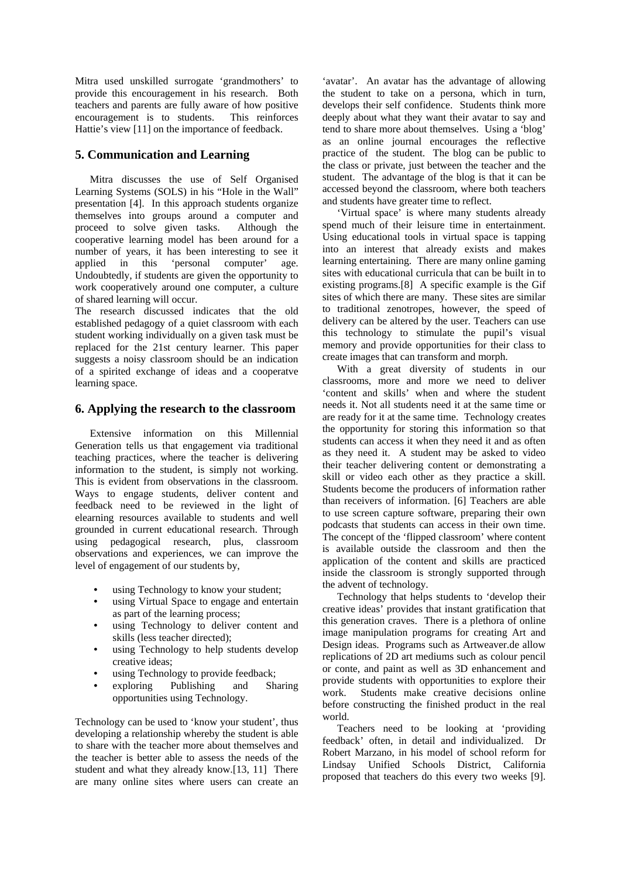Mitra used unskilled surrogate 'grandmothers' to provide this encouragement in his research. Both teachers and parents are fully aware of how positive encouragement is to students. This reinforces Hattie's view [11] on the importance of feedback.

## 5. Communication and Learning

Mitra discusses the use of Self Organised Learning Systems (SOLS) in his "Hole in the Wall" presentation [4]. In this approach students organize themselves into groups around a computer and proceed to solve given tasks. Although the cooperative learning model has been around for a number of years, it has been interesting to see it applied in this 'personal computer' age. Undoubtedly, if students are given the opportunity to work cooperatively around one computer, a culture of shared learning will occur.

The research discussed indicates that the old established pedagogy of a quiet classroom with each student working individually on a given task must be replaced for the 21st century learner. This paper suggests a noisy classroom should be an indication of a spirited exchange of ideas and a cooperatve learning space.

## 6. Applying the research to the classroom

Extensive information on this Millennial Generation tells us that engagement via traditional teaching practices, where the teacher is delivering information to the student, is simply not working. This is evident from observations in the classroom. Ways to engage students, deliver content and feedback need to be reviewed in the light of elearning resources available to students and well grounded in current educational research. Through using pedagogical research, plus, classroom observations and experiences, we can improve the level of engagement of our students by,

- using Technology to know your student;
- using Virtual Space to engage and entertain as part of the learning process;
- using Technology to deliver content and skills (less teacher directed);
- using Technology to help students develop creative ideas;
- using Technology to provide feedback;
- exploring Publishing and Sharing opportunities using Technology.

Technology can be used to 'know your student', thus developing a relationship whereby the student is able to share with the teacher more about themselves and the teacher is better able to assess the needs of the student and what they already know.[13, 11] There are many online sites where users can create an 'avatar'. An avatar has the advantage of allowing the student to take on a persona, which in turn, develops their self confidence. Students think more deeply about what they want their avatar to say and tend to share more about themselves. Using a 'blog' as an online journal encourages the reflective practice of the student. The blog can be public to the class or private, just between the teacher and the student. The advantage of the blog is that it can be accessed beyond the classroom, where both teachers and students have greater time to reflect.

'Virtual space' is where many students already spend much of their leisure time in entertainment. Using educational tools in virtual space is tapping into an interest that already exists and makes learning entertaining. There are many online gaming sites with educational curricula that can be built in to existing programs.[8] A specific example is the Gif sites of which there are many. These sites are similar to traditional zenotropes, however, the speed of delivery can be altered by the user. Teachers can use this technology to stimulate the pupil's visual memory and provide opportunities for their class to create images that can transform and morph.

With a great diversity of students in our classrooms, more and more we need to deliver 'content and skills' when and where the student needs it. Not all students need it at the same time or are ready for it at the same time. Technology creates the opportunity for storing this information so that students can access it when they need it and as often as they need it. A student may be asked to video their teacher delivering content or demonstrating a skill or video each other as they practice a skill. Students become the producers of information rather than receivers of information. [6] Teachers are able to use screen capture software, preparing their own podcasts that students can access in their own time. The concept of the 'flipped classroom' where content is available outside the classroom and then the application of the content and skills are practiced inside the classroom is strongly supported through the advent of technology.

Technology that helps students to 'develop their creative ideas' provides that instant gratification that this generation craves. There is a plethora of online image manipulation programs for creating Art and Design ideas. Programs such as Artweaver.de allow replications of 2D art mediums such as colour pencil or conte, and paint as well as 3D enhancement and provide students with opportunities to explore their work. Students make creative decisions online before constructing the finished product in the real world.

Teachers need to be looking at 'providing feedback' often, in detail and individualized. Dr Robert Marzano, in his model of school reform for Lindsay Unified Schools District, California proposed that teachers do this every two weeks [9].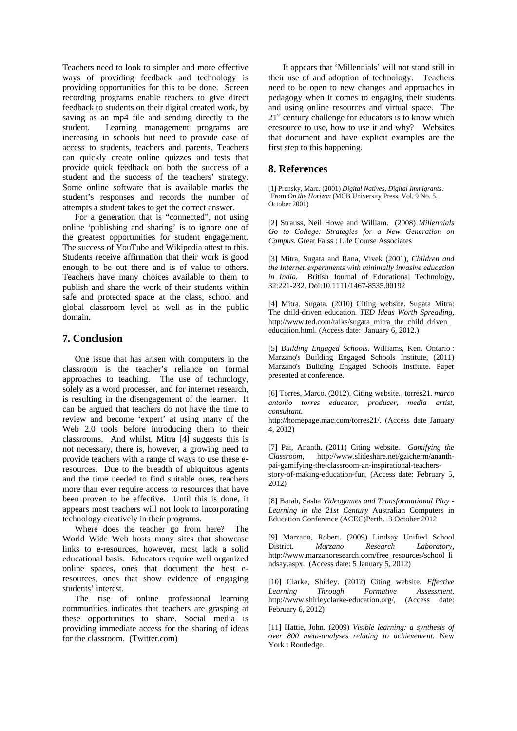Teachers need to look to simpler and more effective ways of providing feedback and technology is providing opportunities for this to be done. Screen recording programs enable teachers to give direct feedback to students on their digital created work, by saving as an mp4 file and sending directly to the student. Learning management programs are increasing in schools but need to provide ease of access to students, teachers and parents. Teachers can quickly create online quizzes and tests that provide quick feedback on both the success of a student and the success of the teachers' strategy. Some online software that is available marks the student's responses and records the number of attempts a student takes to get the correct answer.

For a generation that is "connected", not using online 'publishing and sharing' is to ignore one of the greatest opportunities for student engagement. The success of YouTube and Wikipedia attest to this. Students receive affirmation that their work is good enough to be out there and is of value to others. Teachers have many choices available to them to publish and share the work of their students within safe and protected space at the class, school and global classroom level as well as in the public domain.

## 7. Conclusion

One issue that has arisen with computers in the classroom is the teacher's reliance on formal approaches to teaching. The use of technology, solely as a word processer, and for internet research, is resulting in the disengagement of the learner. It can be argued that teachers do not have the time to review and become 'expert' at using many of the Web 2.0 tools before introducing them to their classrooms. And whilst, Mitra [4] suggests this is not necessary, there is, however, a growing need to provide teachers with a range of ways to use these e-resources. Due to the breadth of ubiquitous agents and the time needed to find suitable ones, teachers more than ever require access to resources that have been proven to be effective. Until this is done, it appears most teachers will not look to incorporating technology creatively in their programs.

Where does the teacher go from here? The World Wide Web hosts many sites that showcase links to e-resources, however, most lack a solid educational basis. Educators require well organized online spaces, ones that document the best e-resources, ones that show evidence of engaging students' interest.

The rise of online professional learning communities indicates that teachers are grasping at these opportunities to share. Social media is providing immediate access for the sharing of ideas for the classroom. (Twitter.com)

It appears that 'Millennials' will not stand still in their use of and adoption of technology. Teachers need to be open to new changes and approaches in pedagogy when it comes to engaging their students and using online resources and virtual space. The 21st century challenge for educators is to know which eresource to use, how to use it and why? Websites that document and have explicit examples are the first step to this happening.

## 8. References

[1] Prensky, Marc. (2001) *Digital Natives, Digital Immigrants*. From *On the Horizon* (MCB University Press, Vol. 9 No. 5, October 2001)

[2] Strauss, Neil Howe and William. (2008) *Millennials Go to College: Strategies for a New Generation on Campus.* Great Falss : Life Course Associates

[3] Mitra, Sugata and Rana, Vivek (2001), *Children and the Internet:experiments with minimally invasive education in India.* British Journal of Educational Technology, 32:221-232. Doi:10.1111/1467-8535.00192

[4] Mitra, Sugata. (2010) Citing website. Sugata Mitra: The child-driven education. *TED Ideas Worth Spreading*, http://www.ted.com/talks/sugata_mitra_the_child_driven_education.html. (Access date: January 6, 2012.)

[5] *Building Engaged Schools.* Williams, Ken. Ontario : Marzano's Building Engaged Schools Institute, (2011) Marzano's Building Engaged Schools Institute. Paper presented at conference.

[6] Torres, Marco. (2012). Citing website. torres21. *marco antonio torres educator, producer, media artist, consultant.* http://homepage.mac.com/torres21/, (Access date January 4, 2012)

[7] Pai, Ananth**.** (2011) Citing website. *Gamifying the Classroom*, http://www.slideshare.net/gzicherm/ananth-pai-gamifying-the-classroom-an-inspirational-teachers-story-of-making-education-fun, (Access date: February 5, 2012)

[8] Barab, Sasha *Videogames and Transformational Play - Learning in the 21st Century* Australian Computers in Education Conference (ACEC)Perth. 3 October 2012

[9] Marzano, Robert. (2009) Lindsay Unified School District. *Marzano Research Laboratory*, http://www.marzanoresearch.com/free_resources/school_lindsay.aspx. (Access date: 5 January 5, 2012)

[10] Clarke, Shirley. (2012) Citing website. *Effective Learning Through Formative Assessment*. http://www.shirleyclarke-education.org/, (Access date: February 6, 2012)

[11] Hattie, John. (2009) *Visible learning: a synthesis of over 800 meta-analyses relating to achievement.* New York : Routledge.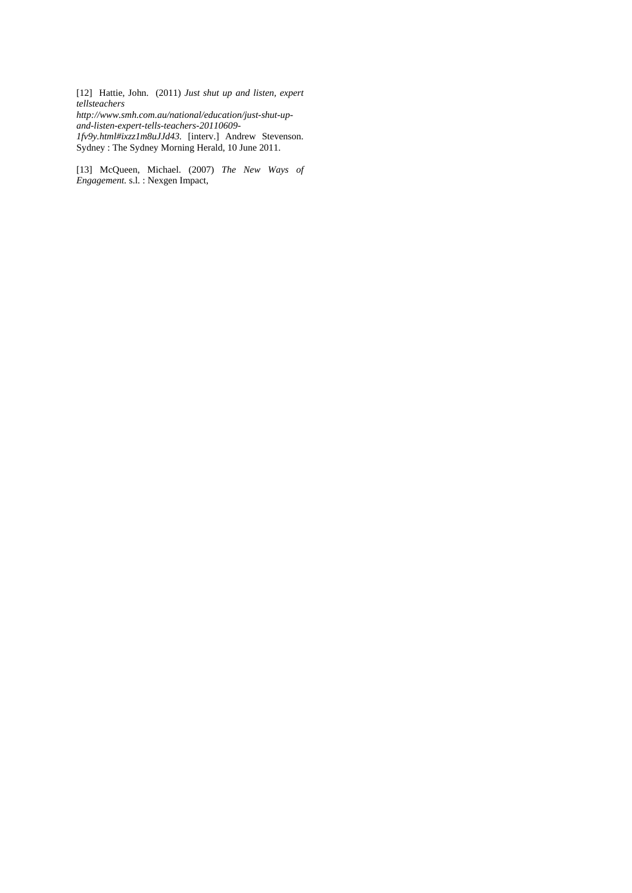[12] Hattie, John. (2011) *Just shut up and listen, expert tellsteachers http://www.smh.com.au/national/education/just-shut-up-and-listen-expert-tells-teachers-20110609-1fv9y.html#ixzz1m8uJJd43.* [interv.] Andrew Stevenson. Sydney : The Sydney Morning Herald, 10 June 2011.

[13] McQueen, Michael. (2007) *The New Ways of Engagement.* s.l. : Nexgen Impact,